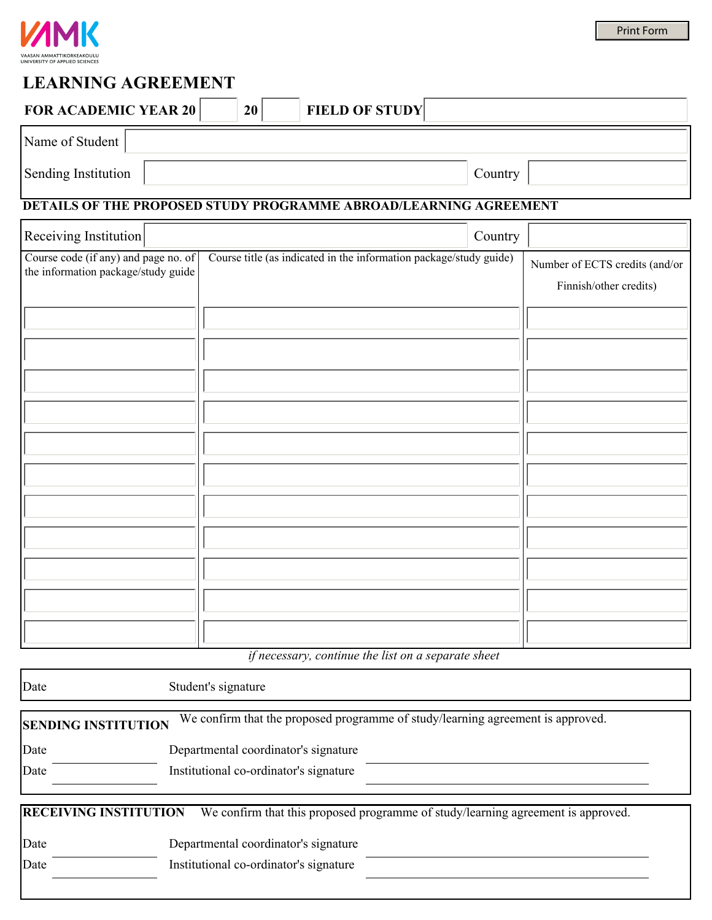VAASAN AMMATTIKORKEAKOULU
UNIVERSITY OF APPLIED SCIENCES

Print Form

# LEARNING AGREEMENT

**FOR ACADEMIC YEAR 20** ____ **20** ____ **FIELD OF STUDY** ____

Name of Student ____

Sending Institution ____ Country ____

**DETAILS OF THE PROPOSED STUDY PROGRAMME ABROAD/LEARNING AGREEMENT**

Receiving Institution ____ Country ____

| Course code (if any) and page no. of the information package/study guide | Course title (as indicated in the information package/study guide) | Number of ECTS credits (and/or Finnish/other credits) |
|---|---|---|
| | | |
| | | |
| | | |
| | | |
| | | |
| | | |
| | | |
| | | |
| | | |
| | | |
| | | |

*if necessary, continue the list on a separate sheet*

Date Student's signature

**SENDING INSTITUTION** We confirm that the proposed programme of study/learning agreement is approved.

Date ____ Departmental coordinator's signature ____

Date ____ Institutional co-ordinator's signature ____

**RECEIVING INSTITUTION** We confirm that this proposed programme of study/learning agreement is approved.

Date ____ Departmental coordinator's signature ____

Date ____ Institutional co-ordinator's signature ____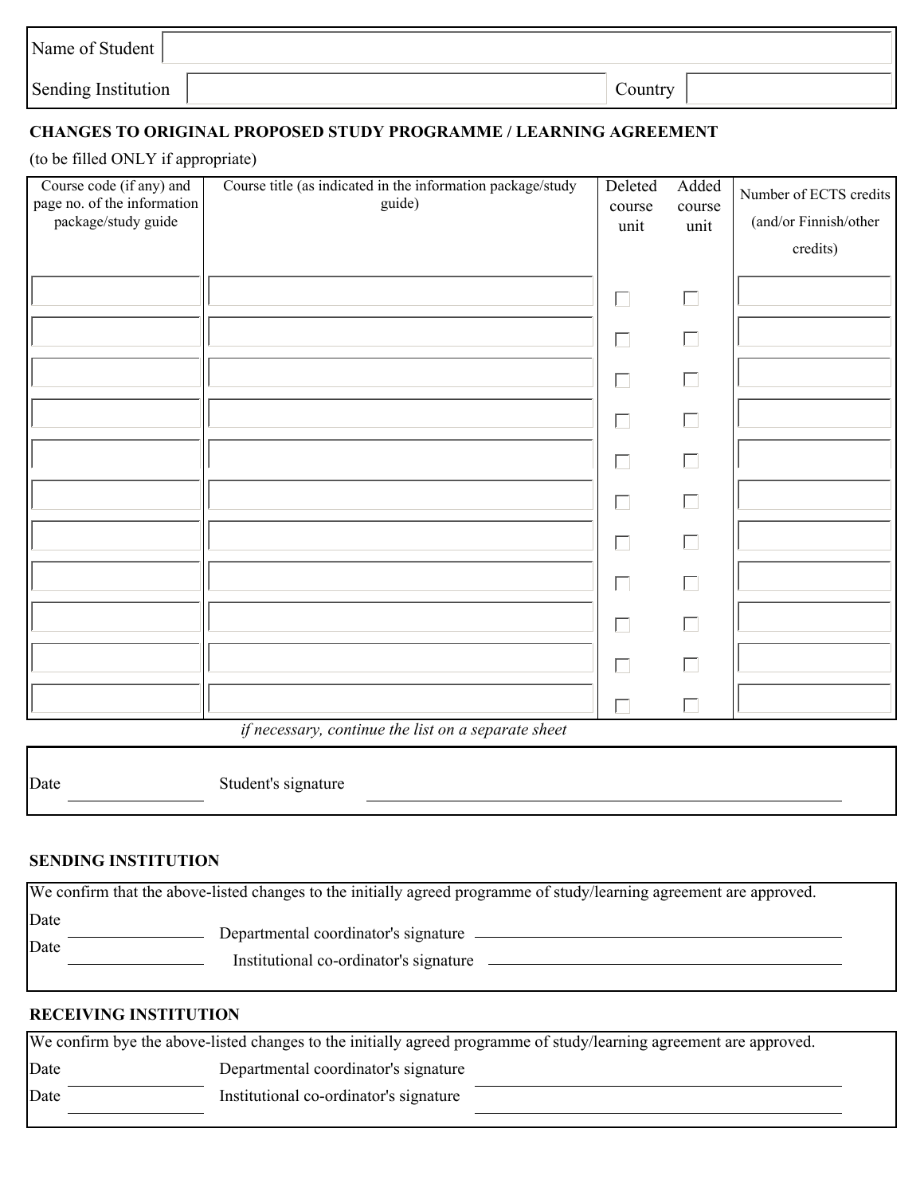| | | | |
|---|---|---|---|
| Name of Student | | | |
| Sending Institution | | Country | |

**CHANGES TO ORIGINAL PROPOSED STUDY PROGRAMME / LEARNING AGREEMENT**

(to be filled ONLY if appropriate)

| Course code (if any) and page no. of the information package/study guide | Course title (as indicated in the information package/study guide) | Deleted course unit | Added course unit | Number of ECTS credits (and/or Finnish/other credits) |
|---|---|---|---|---|
| | | ☐ | ☐ | |
| | | ☐ | ☐ | |
| | | ☐ | ☐ | |
| | | ☐ | ☐ | |
| | | ☐ | ☐ | |
| | | ☐ | ☐ | |
| | | ☐ | ☐ | |
| | | ☐ | ☐ | |
| | | ☐ | ☐ | |
| | | ☐ | ☐ | |
| | | ☐ | ☐ | |

*if necessary, continue the list on a separate sheet*

Date ______________ Student's signature ______________________________

**SENDING INSTITUTION**

We confirm that the above-listed changes to the initially agreed programme of study/learning agreement are approved.

Date ______________ Departmental coordinator's signature ______________________________

Date ______________ Institutional co-ordinator's signature ______________________________

**RECEIVING INSTITUTION**

We confirm bye the above-listed changes to the initially agreed programme of study/learning agreement are approved.

Date ______________ Departmental coordinator's signature ______________________________

Date ______________ Institutional co-ordinator's signature ______________________________